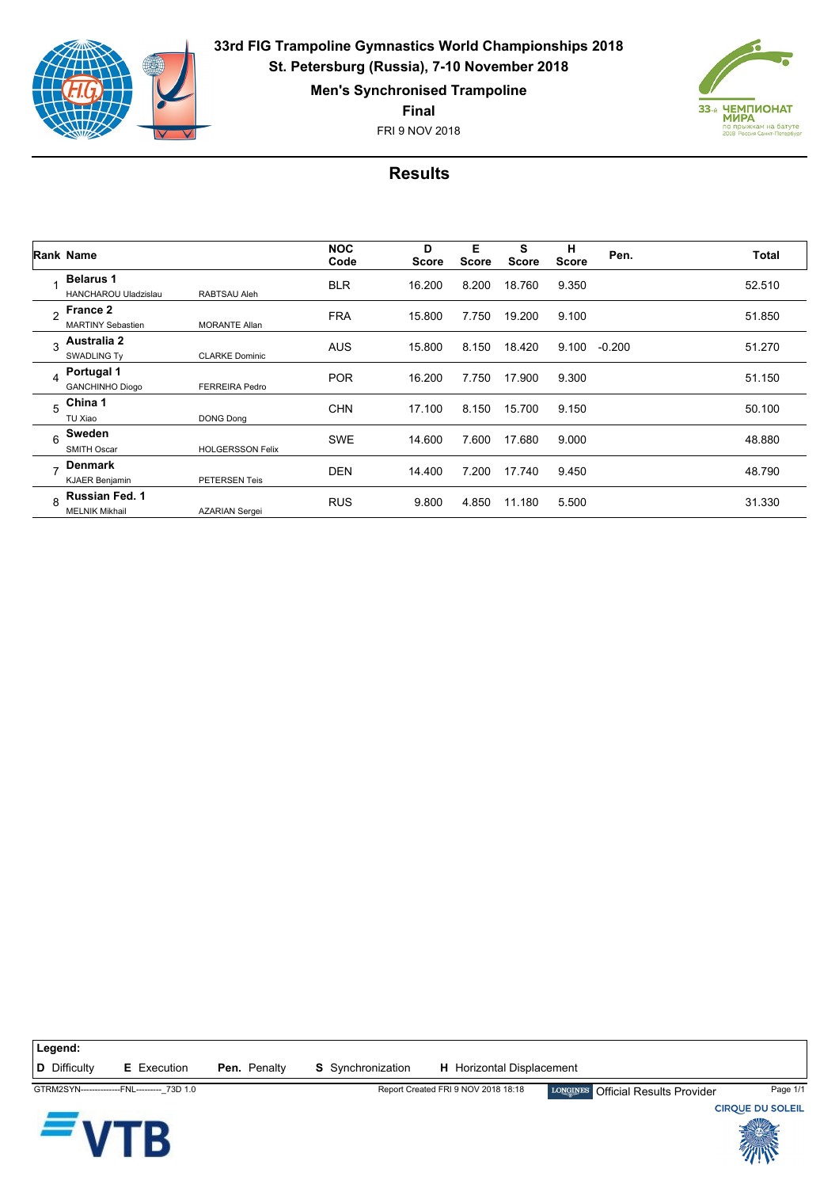**33rd FIG Trampoline Gymnastics World Championships 2018**
**St. Petersburg (Russia), 7-10 November 2018**

**Men's Synchronised Trampoline**

**Final**

FRI 9 NOV 2018

## Results

| Rank | Name | | NOC Code | D Score | E Score | S Score | H Score | Pen. | Total |
|---|---|---|---|---|---|---|---|---|---|
| 1 | **Belarus 1** HANCHAROU Uladzislau | RABTSAU Aleh | BLR | 16.200 | 8.200 | 18.760 | 9.350 | | 52.510 |
| 2 | **France 2** MARTINY Sebastien | MORANTE Allan | FRA | 15.800 | 7.750 | 19.200 | 9.100 | | 51.850 |
| 3 | **Australia 2** SWADLING Ty | CLARKE Dominic | AUS | 15.800 | 8.150 | 18.420 | 9.100 | -0.200 | 51.270 |
| 4 | **Portugal 1** GANCHINHO Diogo | FERREIRA Pedro | POR | 16.200 | 7.750 | 17.900 | 9.300 | | 51.150 |
| 5 | **China 1** TU Xiao | DONG Dong | CHN | 17.100 | 8.150 | 15.700 | 9.150 | | 50.100 |
| 6 | **Sweden** SMITH Oscar | HOLGERSSON Felix | SWE | 14.600 | 7.600 | 17.680 | 9.000 | | 48.880 |
| 7 | **Denmark** KJAER Benjamin | PETERSEN Teis | DEN | 14.400 | 7.200 | 17.740 | 9.450 | | 48.790 |
| 8 | **Russian Fed. 1** MELNIK Mikhail | AZARIAN Sergei | RUS | 9.800 | 4.850 | 11.180 | 5.500 | | 31.330 |

**Legend:**
**D** Difficulty **E** Execution **Pen.** Penalty **S** Synchronization **H** Horizontal Displacement

GTRM2SYN--------------FNL---------_73D 1.0 Report Created FRI 9 NOV 2018 18:18 LONGINES Official Results Provider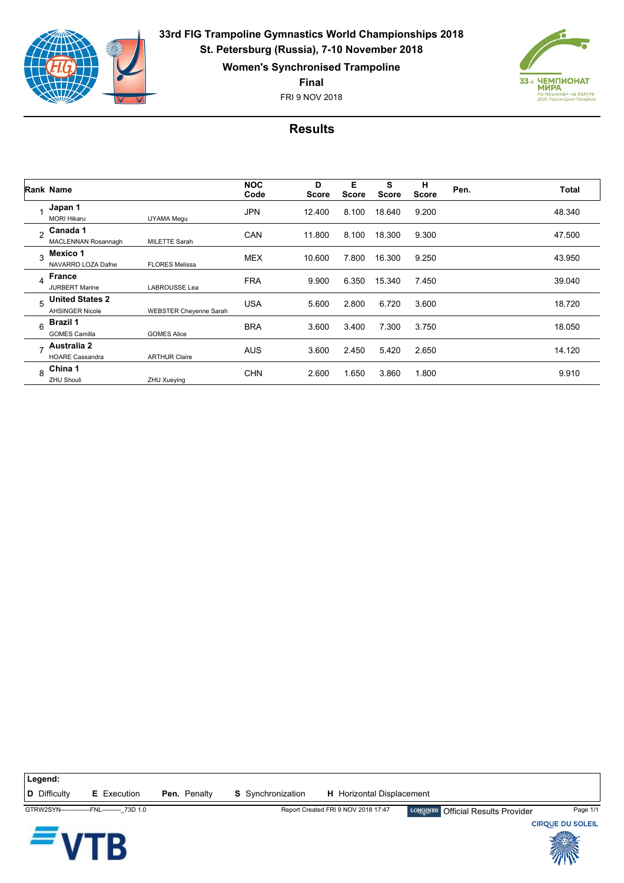**33rd FIG Trampoline Gymnastics World Championships 2018**
**St. Petersburg (Russia), 7-10 November 2018**
**Women's Synchronised Trampoline**
**Final**
FRI 9 NOV 2018

## Results

| Rank | Name | | NOC Code | D Score | E Score | S Score | H Score | Pen. | Total |
|---|---|---|---|---|---|---|---|---|---|
| 1 | **Japan 1**<br>MORI Hikaru | UYAMA Megu | JPN | 12.400 | 8.100 | 18.640 | 9.200 | | 48.340 |
| 2 | **Canada 1**<br>MACLENNAN Rosannagh | MILETTE Sarah | CAN | 11.800 | 8.100 | 18.300 | 9.300 | | 47.500 |
| 3 | **Mexico 1**<br>NAVARRO LOZA Dafne | FLORES Melissa | MEX | 10.600 | 7.800 | 16.300 | 9.250 | | 43.950 |
| 4 | **France**<br>JURBERT Marine | LABROUSSE Lea | FRA | 9.900 | 6.350 | 15.340 | 7.450 | | 39.040 |
| 5 | **United States 2**<br>AHSINGER Nicole | WEBSTER Cheyenne Sarah | USA | 5.600 | 2.800 | 6.720 | 3.600 | | 18.720 |
| 6 | **Brazil 1**<br>GOMES Camilla | GOMES Alice | BRA | 3.600 | 3.400 | 7.300 | 3.750 | | 18.050 |
| 7 | **Australia 2**<br>HOARE Cassandra | ARTHUR Claire | AUS | 3.600 | 2.450 | 5.420 | 2.650 | | 14.120 |
| 8 | **China 1**<br>ZHU Shouli | ZHU Xueying | CHN | 2.600 | 1.650 | 3.860 | 1.800 | | 9.910 |

**Legend:**
**D** Difficulty **E** Execution **Pen.** Penalty **S** Synchronization **H** Horizontal Displacement

GTRW2SYN--------------FNL---------_73D 1.0 Report Created FRI 9 NOV 2018 17:47 LONGINES Official Results Provider